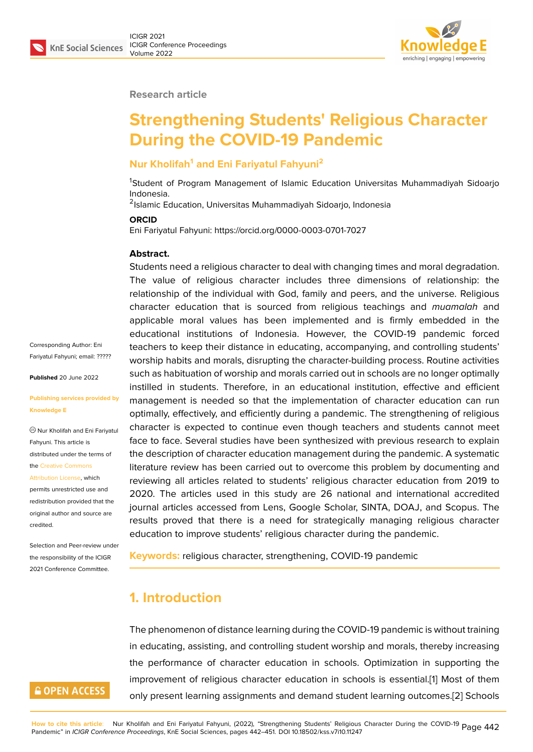Research article

# Strengthening Students' Religious Character During the COVID-19 Pandemic

**Nur Kholifah[1] and Eni Fariyatul Fahyuni[2]**

[1]Student of Program Management of Islamic Education Universitas Muhammadiyah Sidoarjo Indonesia.
[2]Islamic Education, Universitas Muhammadiyah Sidoarjo, Indonesia

**ORCID**
Eni Fariyatul Fahyuni: https://orcid.org/0000-0003-0701-7027

Corresponding Author: Eni Fariyatul Fahyuni; email: ?????

**Published** 20 June 2022

**Publishing services provided by Knowledge E**

© Nur Kholifah and Eni Fariyatul Fahyuni. This article is distributed under the terms of the Creative Commons Attribution License, which permits unrestricted use and redistribution provided that the original author and source are credited.

Selection and Peer-review under the responsibility of the ICIGR 2021 Conference Committee.

**Abstract.**
Students need a religious character to deal with changing times and moral degradation. The value of religious character includes three dimensions of relationship: the relationship of the individual with God, family and peers, and the universe. Religious character education that is sourced from religious teachings and *muamalah* and applicable moral values has been implemented and is firmly embedded in the educational institutions of Indonesia. However, the COVID-19 pandemic forced teachers to keep their distance in educating, accompanying, and controlling students' worship habits and morals, disrupting the character-building process. Routine activities such as habituation of worship and morals carried out in schools are no longer optimally instilled in students. Therefore, in an educational institution, effective and efficient management is needed so that the implementation of character education can run optimally, effectively, and efficiently during a pandemic. The strengthening of religious character is expected to continue even though teachers and students cannot meet face to face. Several studies have been synthesized with previous research to explain the description of character education management during the pandemic. A systematic literature review has been carried out to overcome this problem by documenting and reviewing all articles related to students' religious character education from 2019 to 2020. The articles used in this study are 26 national and international accredited journal articles accessed from Lens, Google Scholar, SINTA, DOAJ, and Scopus. The results proved that there is a need for strategically managing religious character education to improve students' religious character during the pandemic.

**Keywords:** religious character, strengthening, COVID-19 pandemic

## 1. Introduction

The phenomenon of distance learning during the COVID-19 pandemic is without training in educating, assisting, and controlling student worship and morals, thereby increasing the performance of character education in schools. Optimization in supporting the improvement of religious character education in schools is essential.[1] Most of them only present learning assignments and demand student learning outcomes.[2] Schools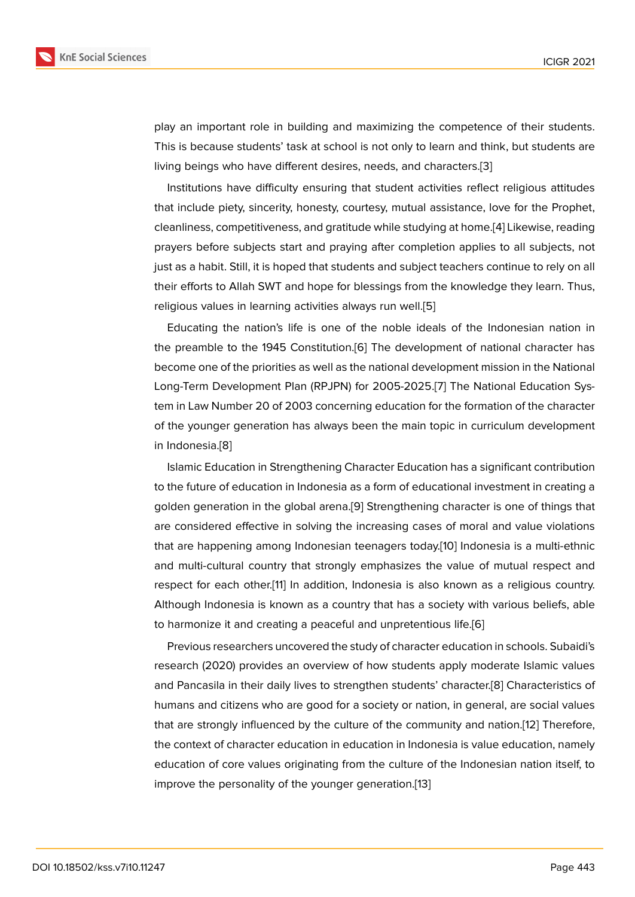play an important role in building and maximizing the competence of their students. This is because students' task at school is not only to learn and think, but students are living beings who have different desires, needs, and characters.[3]

Institutions have difficulty ensuring that student activities reflect religious attitudes that include piety, sincerity, honesty, courtesy, mutual assistance, love for the Prophet, cleanliness, competitiveness, and gratitude while studying at home.[4] Likewise, reading prayers before subjects start and praying after completion applies to all subjects, not just as a habit. Still, it is hoped that students and subject teachers continue to rely on all their efforts to Allah SWT and hope for blessings from the knowledge they learn. Thus, religious values in learning activities always run well.[5]

Educating the nation's life is one of the noble ideals of the Indonesian nation in the preamble to the 1945 Constitution.[6] The development of national character has become one of the priorities as well as the national development mission in the National Long-Term Development Plan (RPJPN) for 2005-2025.[7] The National Education System in Law Number 20 of 2003 concerning education for the formation of the character of the younger generation has always been the main topic in curriculum development in Indonesia.[8]

Islamic Education in Strengthening Character Education has a significant contribution to the future of education in Indonesia as a form of educational investment in creating a golden generation in the global arena.[9] Strengthening character is one of things that are considered effective in solving the increasing cases of moral and value violations that are happening among Indonesian teenagers today.[10] Indonesia is a multi-ethnic and multi-cultural country that strongly emphasizes the value of mutual respect and respect for each other.[11] In addition, Indonesia is also known as a religious country. Although Indonesia is known as a country that has a society with various beliefs, able to harmonize it and creating a peaceful and unpretentious life.[6]

Previous researchers uncovered the study of character education in schools. Subaidi's research (2020) provides an overview of how students apply moderate Islamic values and Pancasila in their daily lives to strengthen students' character.[8] Characteristics of humans and citizens who are good for a society or nation, in general, are social values that are strongly influenced by the culture of the community and nation.[12] Therefore, the context of character education in education in Indonesia is value education, namely education of core values originating from the culture of the Indonesian nation itself, to improve the personality of the younger generation.[13]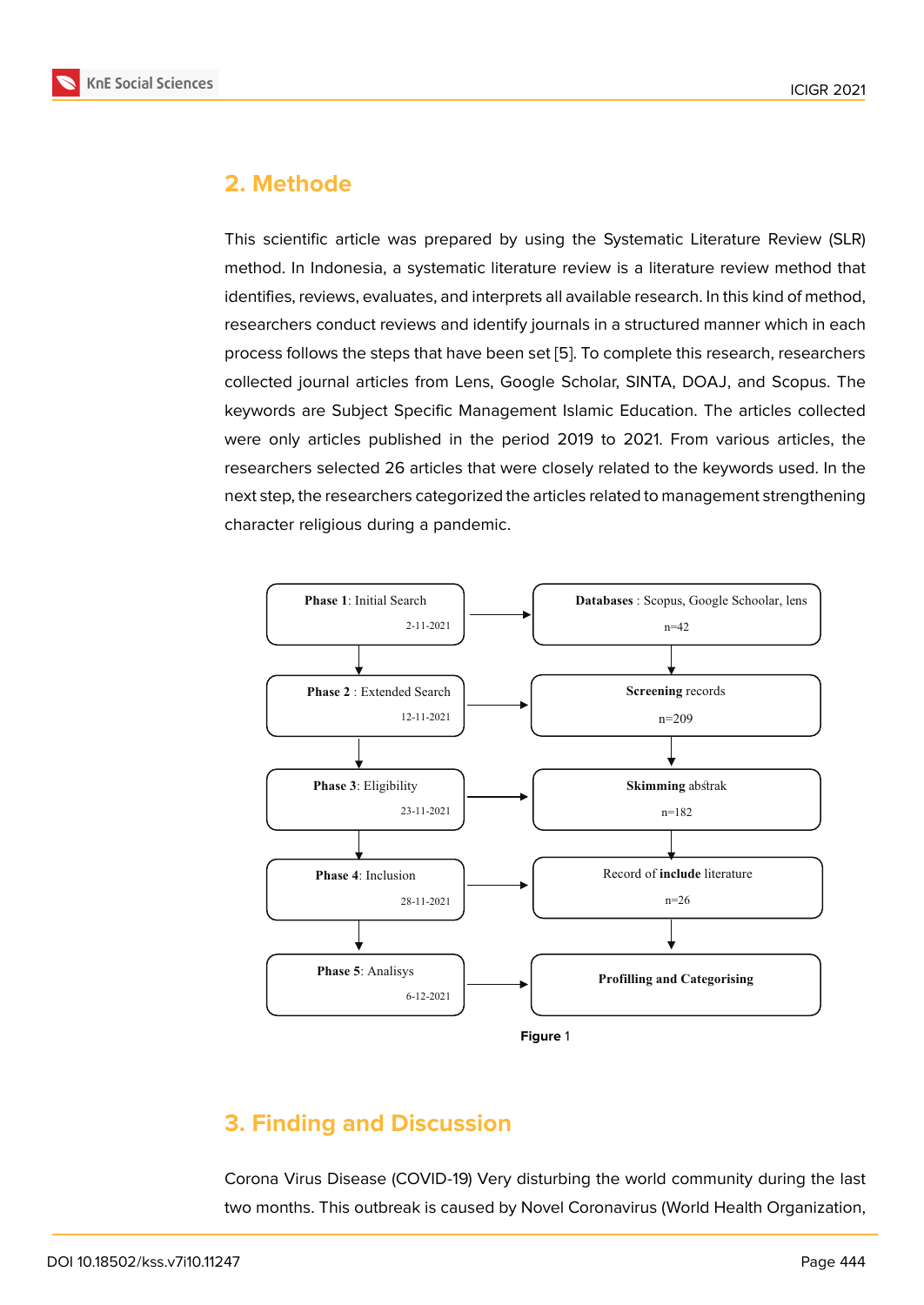## 2. Methode

This scientific article was prepared by using the Systematic Literature Review (SLR) method. In Indonesia, a systematic literature review is a literature review method that identifies, reviews, evaluates, and interprets all available research. In this kind of method, researchers conduct reviews and identify journals in a structured manner which in each process follows the steps that have been set [5]. To complete this research, researchers collected journal articles from Lens, Google Scholar, SINTA, DOAJ, and Scopus. The keywords are Subject Specific Management Islamic Education. The articles collected were only articles published in the period 2019 to 2021. From various articles, the researchers selected 26 articles that were closely related to the keywords used. In the next step, the researchers categorized the articles related to management strengthening character religious during a pandemic.

| Phase | | Result |
|---|---|---|
| **Phase 1**: Initial Search 2-11-2021 | → | **Databases** : Scopus, Google Schoolar, lens n=42 |
| **Phase 2** : Extended Search 12-11-2021 | → | **Screening** records n=209 |
| **Phase 3**: Eligibility 23-11-2021 | → | **Skimming** abstrak n=182 |
| **Phase 4**: Inclusion 28-11-2021 | → | Record of **include** literature n=26 |
| **Phase 5**: Analisys 6-12-2021 | → | **Profilling and Categorising** |

**Figure** 1

## 3. Finding and Discussion

Corona Virus Disease (COVID-19) Very disturbing the world community during the last two months. This outbreak is caused by Novel Coronavirus (World Health Organization,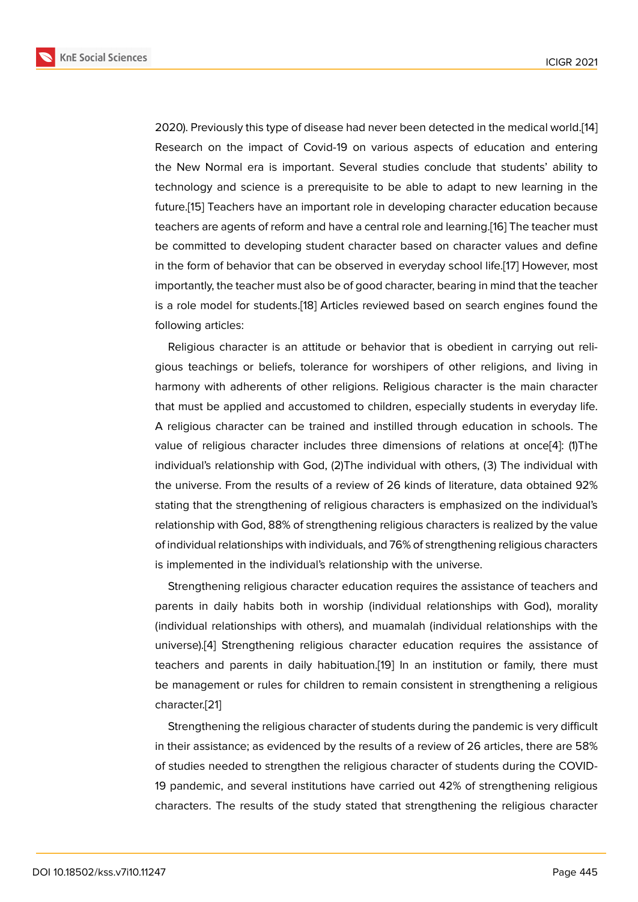2020). Previously this type of disease had never been detected in the medical world.[14] Research on the impact of Covid-19 on various aspects of education and entering the New Normal era is important. Several studies conclude that students' ability to technology and science is a prerequisite to be able to adapt to new learning in the future.[15] Teachers have an important role in developing character education because teachers are agents of reform and have a central role and learning.[16] The teacher must be committed to developing student character based on character values and define in the form of behavior that can be observed in everyday school life.[17] However, most importantly, the teacher must also be of good character, bearing in mind that the teacher is a role model for students.[18] Articles reviewed based on search engines found the following articles:

Religious character is an attitude or behavior that is obedient in carrying out religious teachings or beliefs, tolerance for worshipers of other religions, and living in harmony with adherents of other religions. Religious character is the main character that must be applied and accustomed to children, especially students in everyday life. A religious character can be trained and instilled through education in schools. The value of religious character includes three dimensions of relations at once[4]: (1)The individual's relationship with God, (2)The individual with others, (3) The individual with the universe. From the results of a review of 26 kinds of literature, data obtained 92% stating that the strengthening of religious characters is emphasized on the individual's relationship with God, 88% of strengthening religious characters is realized by the value of individual relationships with individuals, and 76% of strengthening religious characters is implemented in the individual's relationship with the universe.

Strengthening religious character education requires the assistance of teachers and parents in daily habits both in worship (individual relationships with God), morality (individual relationships with others), and muamalah (individual relationships with the universe).[4] Strengthening religious character education requires the assistance of teachers and parents in daily habituation.[19] In an institution or family, there must be management or rules for children to remain consistent in strengthening a religious character.[21]

Strengthening the religious character of students during the pandemic is very difficult in their assistance; as evidenced by the results of a review of 26 articles, there are 58% of studies needed to strengthen the religious character of students during the COVID-19 pandemic, and several institutions have carried out 42% of strengthening religious characters. The results of the study stated that strengthening the religious character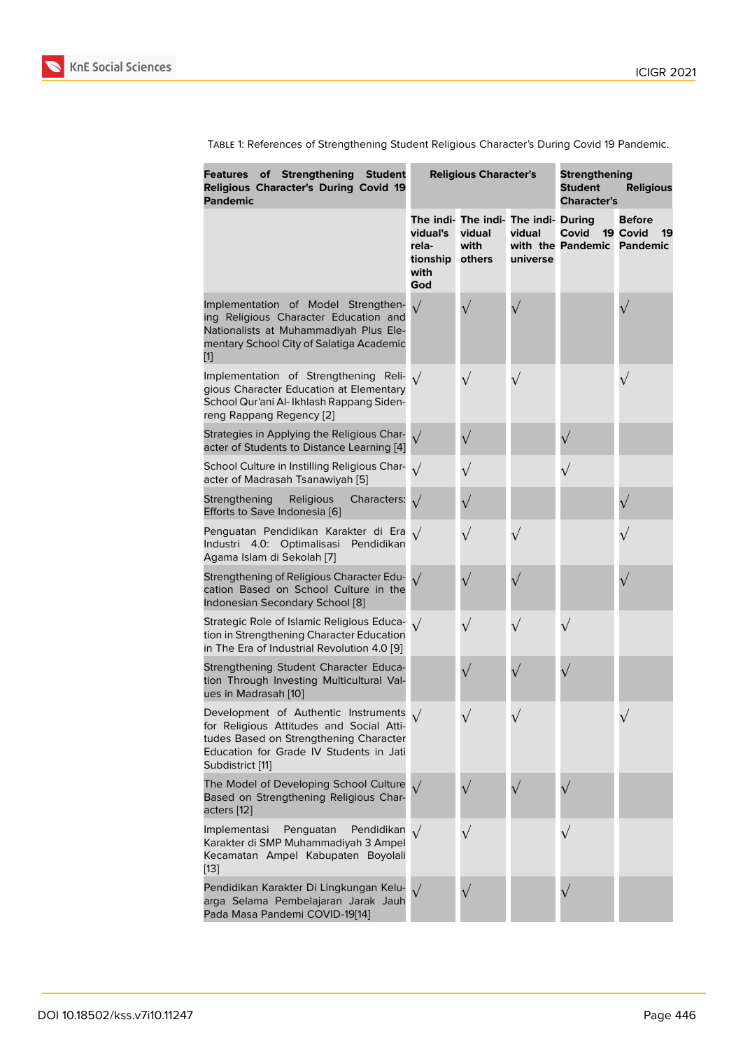Table 1: References of Strengthening Student Religious Character's During Covid 19 Pandemic.

| Features of Strengthening Student Religious Character's During Covid 19 Pandemic | Religious Character's | | | Strengthening Student Religious Character's | |
|---|---|---|---|---|---|
| | The individual's relationship with God | The individual with others | The individual with the universe | During Covid 19 Pandemic | Before Covid 19 Pandemic |
| Implementation of Model Strengthening Religious Character Education and Nationalists at Muhammadiyah Plus Elementary School City of Salatiga Academic [1] | √ | √ | √ | | √ |
| Implementation of Strengthening Religious Character Education at Elementary School Qur'ani Al- Ikhlash Rappang Sidenreng Rappang Regency [2] | √ | √ | √ | | √ |
| Strategies in Applying the Religious Character of Students to Distance Learning [4] | √ | √ | | √ | |
| School Culture in Instilling Religious Character of Madrasah Tsanawiyah [5] | √ | √ | | √ | |
| Strengthening Religious Characters: Efforts to Save Indonesia [6] | √ | √ | | | √ |
| Penguatan Pendidikan Karakter di Era Industri 4.0: Optimalisasi Pendidikan Agama Islam di Sekolah [7] | √ | √ | √ | | √ |
| Strengthening of Religious Character Education Based on School Culture in the Indonesian Secondary School [8] | √ | √ | √ | | √ |
| Strategic Role of Islamic Religious Education in Strengthening Character Education in The Era of Industrial Revolution 4.0 [9] | √ | √ | √ | √ | |
| Strengthening Student Character Education Through Investing Multicultural Values in Madrasah [10] | | √ | √ | √ | |
| Development of Authentic Instruments for Religious Attitudes and Social Attitudes Based on Strengthening Character Education for Grade IV Students in Jati Subdistrict [11] | √ | √ | √ | | √ |
| The Model of Developing School Culture Based on Strengthening Religious Characters [12] | √ | √ | √ | √ | |
| Implementasi Penguatan Pendidikan Karakter di SMP Muhammadiyah 3 Ampel Kecamatan Ampel Kabupaten Boyolali [13] | √ | √ | | √ | |
| Pendidikan Karakter Di Lingkungan Keluarga Selama Pembelajaran Jarak Jauh Pada Masa Pandemi COVID-19[14] | √ | √ | | √ | |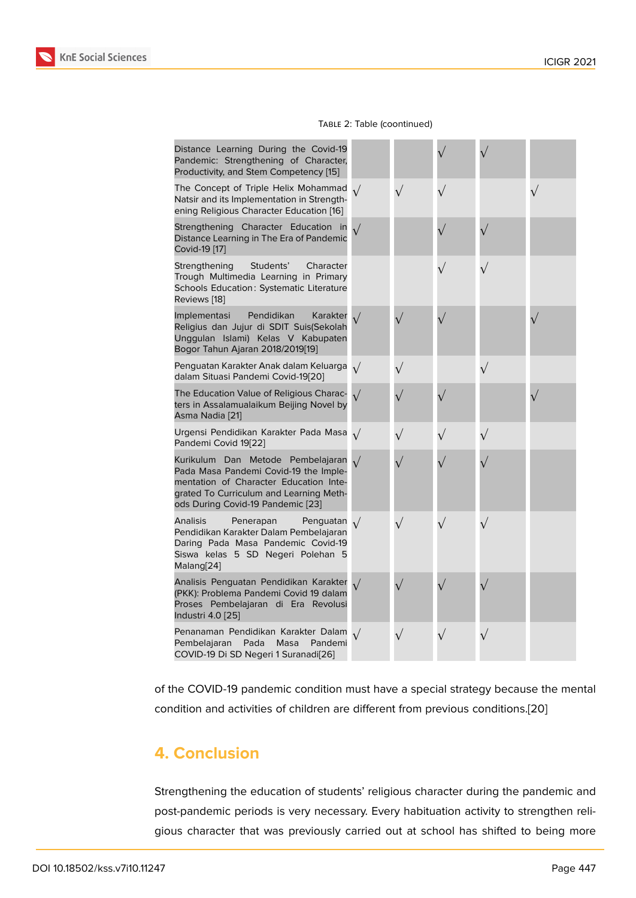Table 2: Table (coontinued)

| | | | | | |
|---|---|---|---|---|---|
| Distance Learning During the Covid-19 Pandemic: Strengthening of Character, Productivity, and Stem Competency [15] | | | √ | √ | |
| The Concept of Triple Helix Mohammad Natsir and its Implementation in Strengthening Religious Character Education [16] | √ | √ | √ | | √ |
| Strengthening Character Education in Distance Learning in The Era of Pandemic Covid-19 [17] | √ | | √ | √ | |
| Strengthening Students' Character Trough Multimedia Learning in Primary Schools Education: Systematic Literature Reviews [18] | | | √ | √ | |
| Implementasi Pendidikan Karakter Religius dan Jujur di SDIT Suis(Sekolah Unggulan Islami) Kelas V Kabupaten Bogor Tahun Ajaran 2018/2019[19] | √ | √ | √ | | √ |
| Penguatan Karakter Anak dalam Keluarga dalam Situasi Pandemi Covid-19[20] | √ | √ | | √ | |
| The Education Value of Religious Characters in Assalamualaikum Beijing Novel by Asma Nadia [21] | √ | √ | √ | | √ |
| Urgensi Pendidikan Karakter Pada Masa Pandemi Covid 19[22] | √ | √ | √ | √ | |
| Kurikulum Dan Metode Pembelajaran Pada Masa Pandemi Covid-19 the Implementation of Character Education Integrated To Curriculum and Learning Methods During Covid-19 Pandemic [23] | √ | √ | √ | √ | |
| Analisis Penerapan Penguatan Pendidikan Karakter Dalam Pembelajaran Daring Pada Masa Pandemic Covid-19 Siswa kelas 5 SD Negeri Polehan 5 Malang[24] | √ | √ | √ | √ | |
| Analisis Penguatan Pendidikan Karakter (PKK): Problema Pandemi Covid 19 dalam Proses Pembelajaran di Era Revolusi Industri 4.0 [25] | √ | √ | √ | √ | |
| Penanaman Pendidikan Karakter Dalam Pembelajaran Pada Masa Pandemi COVID-19 Di SD Negeri 1 Suranadi[26] | √ | √ | √ | √ | |

of the COVID-19 pandemic condition must have a special strategy because the mental condition and activities of children are different from previous conditions.[20]

## 4. Conclusion

Strengthening the education of students' religious character during the pandemic and post-pandemic periods is very necessary. Every habituation activity to strengthen religious character that was previously carried out at school has shifted to being more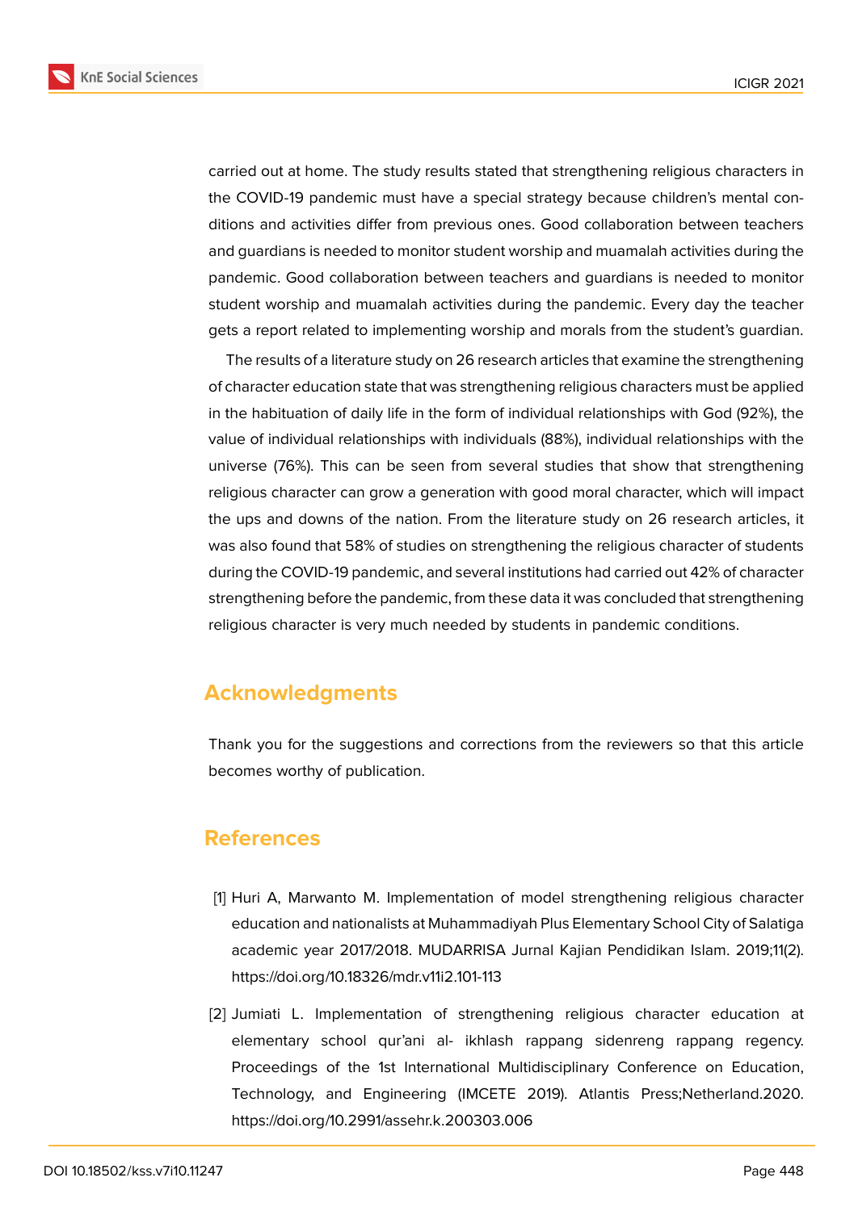carried out at home. The study results stated that strengthening religious characters in the COVID-19 pandemic must have a special strategy because children's mental conditions and activities differ from previous ones. Good collaboration between teachers and guardians is needed to monitor student worship and muamalah activities during the pandemic. Good collaboration between teachers and guardians is needed to monitor student worship and muamalah activities during the pandemic. Every day the teacher gets a report related to implementing worship and morals from the student's guardian.

The results of a literature study on 26 research articles that examine the strengthening of character education state that was strengthening religious characters must be applied in the habituation of daily life in the form of individual relationships with God (92%), the value of individual relationships with individuals (88%), individual relationships with the universe (76%). This can be seen from several studies that show that strengthening religious character can grow a generation with good moral character, which will impact the ups and downs of the nation. From the literature study on 26 research articles, it was also found that 58% of studies on strengthening the religious character of students during the COVID-19 pandemic, and several institutions had carried out 42% of character strengthening before the pandemic, from these data it was concluded that strengthening religious character is very much needed by students in pandemic conditions.

## Acknowledgments

Thank you for the suggestions and corrections from the reviewers so that this article becomes worthy of publication.

## References

[1] Huri A, Marwanto M. Implementation of model strengthening religious character education and nationalists at Muhammadiyah Plus Elementary School City of Salatiga academic year 2017/2018. MUDARRISA Jurnal Kajian Pendidikan Islam. 2019;11(2). https://doi.org/10.18326/mdr.v11i2.101-113

[2] Jumiati L. Implementation of strengthening religious character education at elementary school qur'ani al- ikhlash rappang sidenreng rappang regency. Proceedings of the 1st International Multidisciplinary Conference on Education, Technology, and Engineering (IMCETE 2019). Atlantis Press;Netherland.2020. https://doi.org/10.2991/assehr.k.200303.006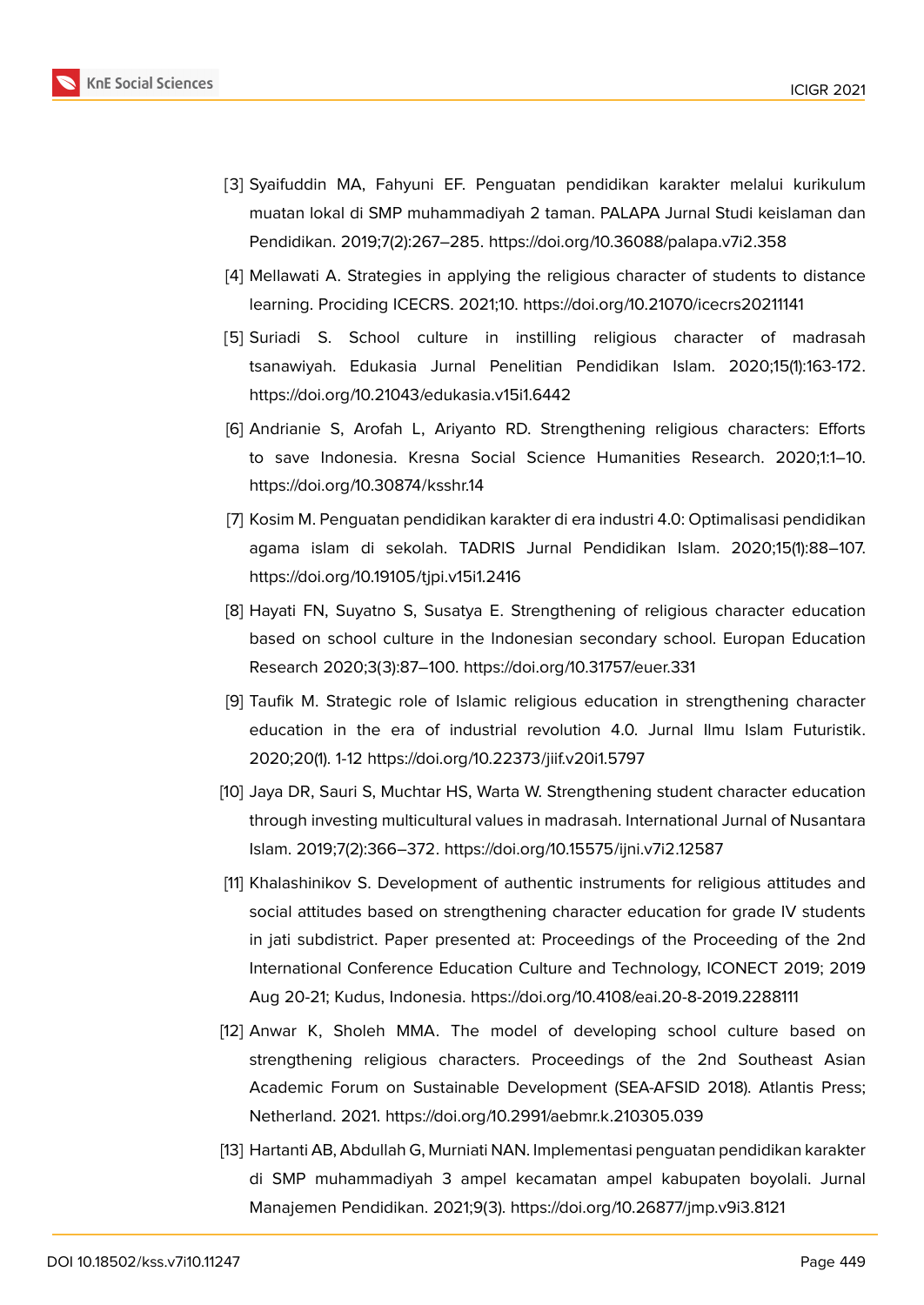[3] Syaifuddin MA, Fahyuni EF. Penguatan pendidikan karakter melalui kurikulum muatan lokal di SMP muhammadiyah 2 taman. PALAPA Jurnal Studi keislaman dan Pendidikan. 2019;7(2):267–285. https://doi.org/10.36088/palapa.v7i2.358

[4] Mellawati A. Strategies in applying the religious character of students to distance learning. Prociding ICECRS. 2021;10. https://doi.org/10.21070/icecrs20211141

[5] Suriadi S. School culture in instilling religious character of madrasah tsanawiyah. Edukasia Jurnal Penelitian Pendidikan Islam. 2020;15(1):163-172. https://doi.org/10.21043/edukasia.v15i1.6442

[6] Andrianie S, Arofah L, Ariyanto RD. Strengthening religious characters: Efforts to save Indonesia. Kresna Social Science Humanities Research. 2020;1:1–10. https://doi.org/10.30874/ksshr.14

[7] Kosim M. Penguatan pendidikan karakter di era industri 4.0: Optimalisasi pendidikan agama islam di sekolah. TADRIS Jurnal Pendidikan Islam. 2020;15(1):88–107. https://doi.org/10.19105/tjpi.v15i1.2416

[8] Hayati FN, Suyatno S, Susatya E. Strengthening of religious character education based on school culture in the Indonesian secondary school. Europan Education Research 2020;3(3):87–100. https://doi.org/10.31757/euer.331

[9] Taufik M. Strategic role of Islamic religious education in strengthening character education in the era of industrial revolution 4.0. Jurnal Ilmu Islam Futuristik. 2020;20(1). 1-12 https://doi.org/10.22373/jiif.v20i1.5797

[10] Jaya DR, Sauri S, Muchtar HS, Warta W. Strengthening student character education through investing multicultural values in madrasah. International Jurnal of Nusantara Islam. 2019;7(2):366–372. https://doi.org/10.15575/ijni.v7i2.12587

[11] Khalashinikov S. Development of authentic instruments for religious attitudes and social attitudes based on strengthening character education for grade IV students in jati subdistrict. Paper presented at: Proceedings of the Proceeding of the 2nd International Conference Education Culture and Technology, ICONECT 2019; 2019 Aug 20-21; Kudus, Indonesia. https://doi.org/10.4108/eai.20-8-2019.2288111

[12] Anwar K, Sholeh MMA. The model of developing school culture based on strengthening religious characters. Proceedings of the 2nd Southeast Asian Academic Forum on Sustainable Development (SEA-AFSID 2018). Atlantis Press; Netherland. 2021. https://doi.org/10.2991/aebmr.k.210305.039

[13] Hartanti AB, Abdullah G, Murniati NAN. Implementasi penguatan pendidikan karakter di SMP muhammadiyah 3 ampel kecamatan ampel kabupaten boyolali. Jurnal Manajemen Pendidikan. 2021;9(3). https://doi.org/10.26877/jmp.v9i3.8121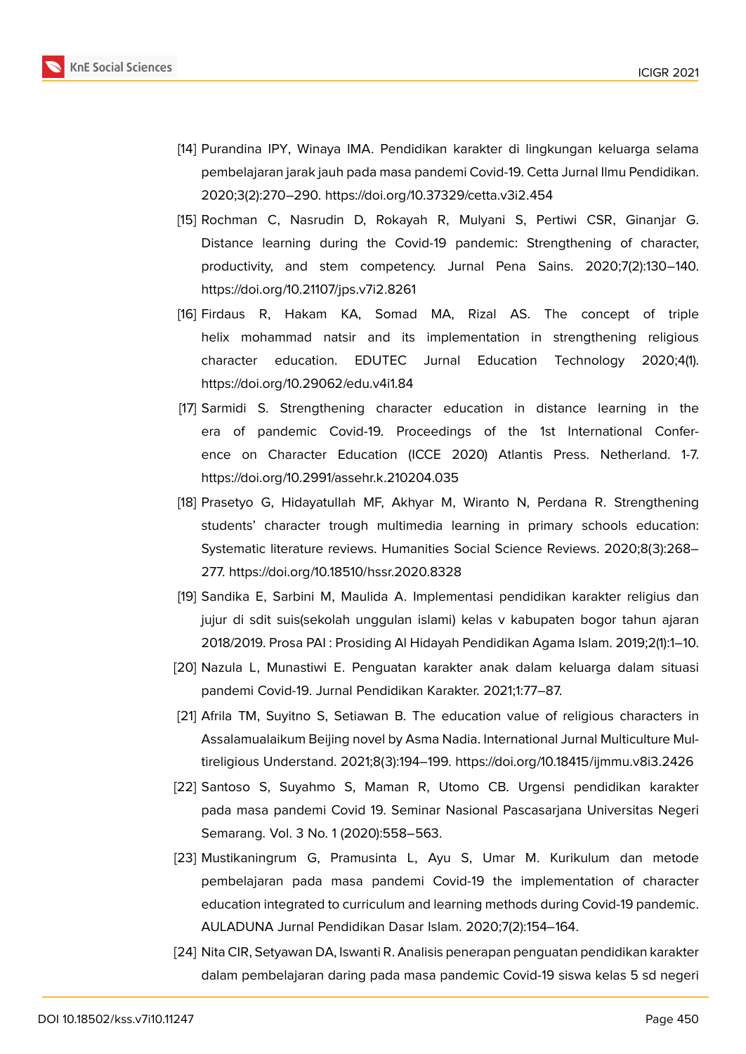[14] Purandina IPY, Winaya IMA. Pendidikan karakter di lingkungan keluarga selama pembelajaran jarak jauh pada masa pandemi Covid-19. Cetta Jurnal Ilmu Pendidikan. 2020;3(2):270–290. https://doi.org/10.37329/cetta.v3i2.454

[15] Rochman C, Nasrudin D, Rokayah R, Mulyani S, Pertiwi CSR, Ginanjar G. Distance learning during the Covid-19 pandemic: Strengthening of character, productivity, and stem competency. Jurnal Pena Sains. 2020;7(2):130–140. https://doi.org/10.21107/jps.v7i2.8261

[16] Firdaus R, Hakam KA, Somad MA, Rizal AS. The concept of triple helix mohammad natsir and its implementation in strengthening religious character education. EDUTEC Jurnal Education Technology 2020;4(1). https://doi.org/10.29062/edu.v4i1.84

[17] Sarmidi S. Strengthening character education in distance learning in the era of pandemic Covid-19. Proceedings of the 1st International Conference on Character Education (ICCE 2020) Atlantis Press. Netherland. 1-7. https://doi.org/10.2991/assehr.k.210204.035

[18] Prasetyo G, Hidayatullah MF, Akhyar M, Wiranto N, Perdana R. Strengthening students' character trough multimedia learning in primary schools education: Systematic literature reviews. Humanities Social Science Reviews. 2020;8(3):268–277. https://doi.org/10.18510/hssr.2020.8328

[19] Sandika E, Sarbini M, Maulida A. Implementasi pendidikan karakter religius dan jujur di sdit suis(sekolah unggulan islami) kelas v kabupaten bogor tahun ajaran 2018/2019. Prosa PAI : Prosiding Al Hidayah Pendidikan Agama Islam. 2019;2(1):1–10.

[20] Nazula L, Munastiwi E. Penguatan karakter anak dalam keluarga dalam situasi pandemi Covid-19. Jurnal Pendidikan Karakter. 2021;1:77–87.

[21] Afrila TM, Suyitno S, Setiawan B. The education value of religious characters in Assalamualaikum Beijing novel by Asma Nadia. International Jurnal Multiculture Multireligious Understand. 2021;8(3):194–199. https://doi.org/10.18415/ijmmu.v8i3.2426

[22] Santoso S, Suyahmo S, Maman R, Utomo CB. Urgensi pendidikan karakter pada masa pandemi Covid 19. Seminar Nasional Pascasarjana Universitas Negeri Semarang. Vol. 3 No. 1 (2020):558–563.

[23] Mustikaningrum G, Pramusinta L, Ayu S, Umar M. Kurikulum dan metode pembelajaran pada masa pandemi Covid-19 the implementation of character education integrated to curriculum and learning methods during Covid-19 pandemic. AULADUNA Jurnal Pendidikan Dasar Islam. 2020;7(2):154–164.

[24] Nita CIR, Setyawan DA, Iswanti R. Analisis penerapan penguatan pendidikan karakter dalam pembelajaran daring pada masa pandemic Covid-19 siswa kelas 5 sd negeri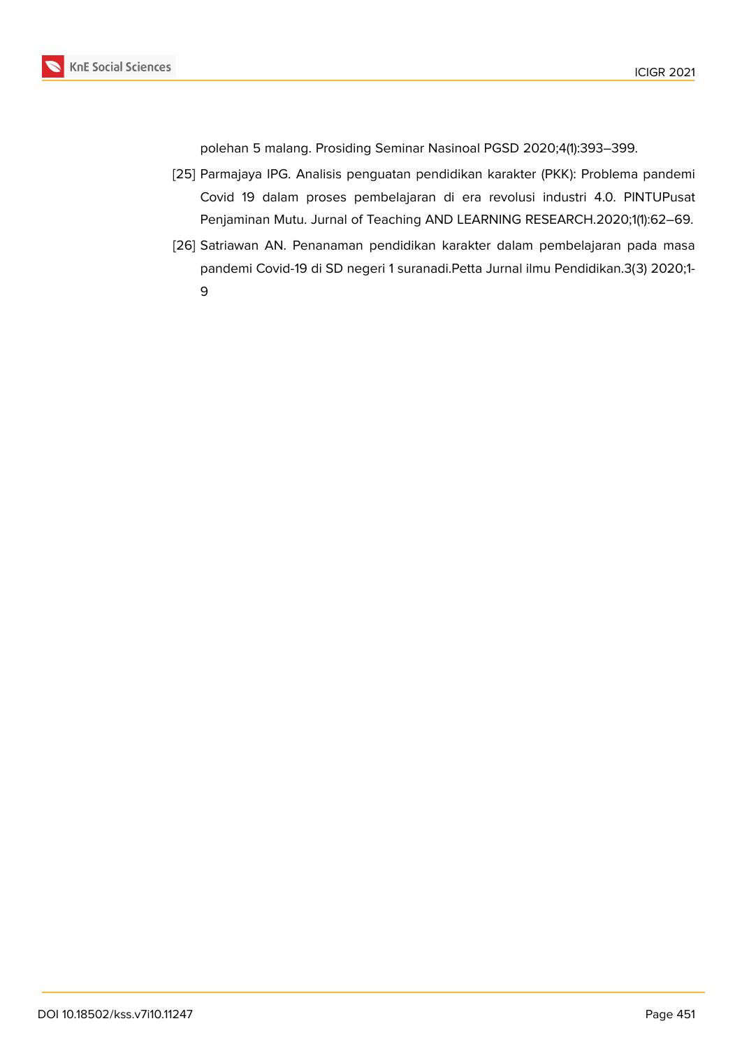polehan 5 malang. Prosiding Seminar Nasinoal PGSD 2020;4(1):393–399.

[25] Parmajaya IPG. Analisis penguatan pendidikan karakter (PKK): Problema pandemi Covid 19 dalam proses pembelajaran di era revolusi industri 4.0. PINTUPusat Penjaminan Mutu. Jurnal of Teaching AND LEARNING RESEARCH.2020;1(1):62–69.

[26] Satriawan AN. Penanaman pendidikan karakter dalam pembelajaran pada masa pandemi Covid-19 di SD negeri 1 suranadi.Petta Jurnal ilmu Pendidikan.3(3) 2020;1-9